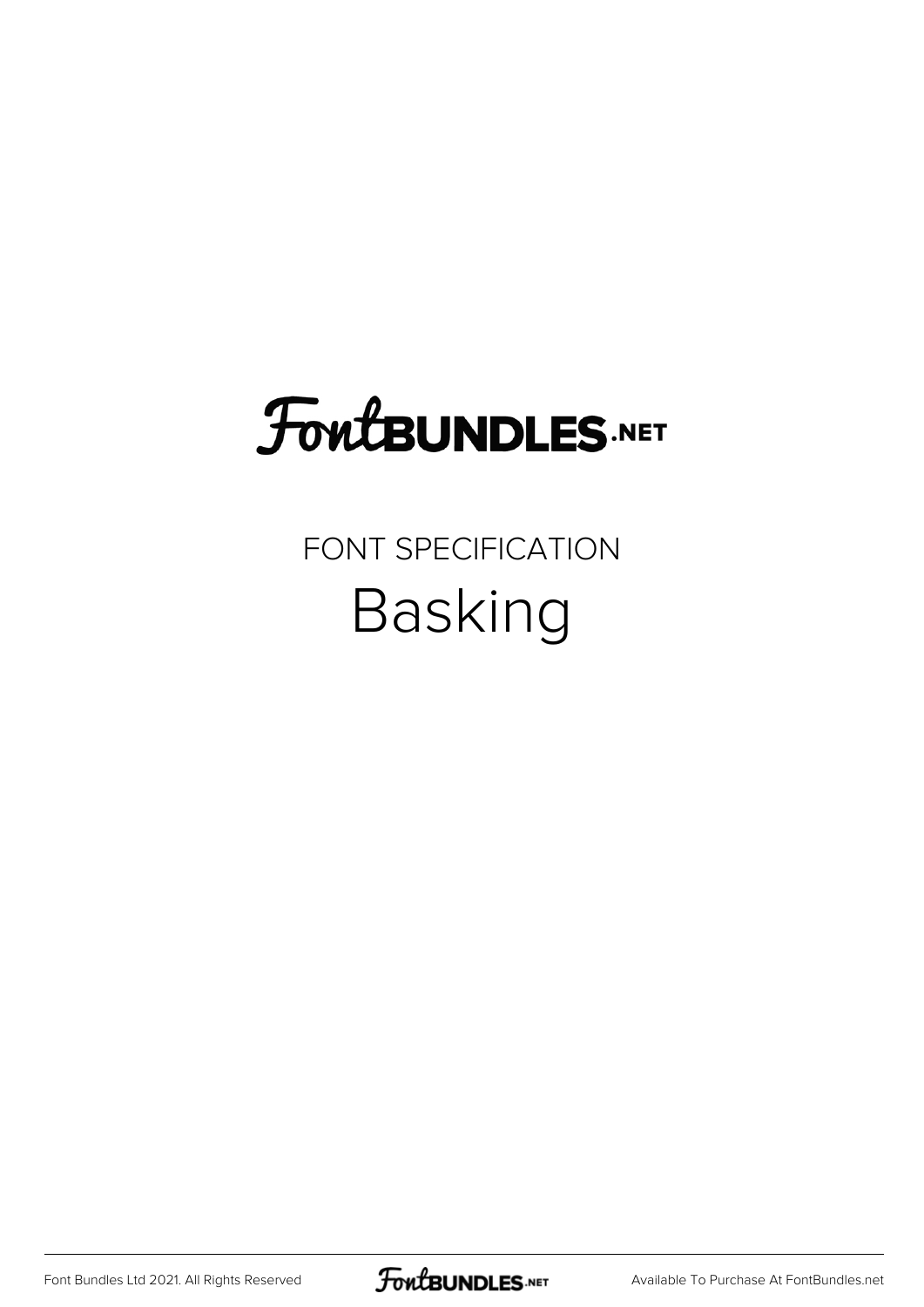FontBUNDLES.NET

FONT SPECIFICATION

# Basking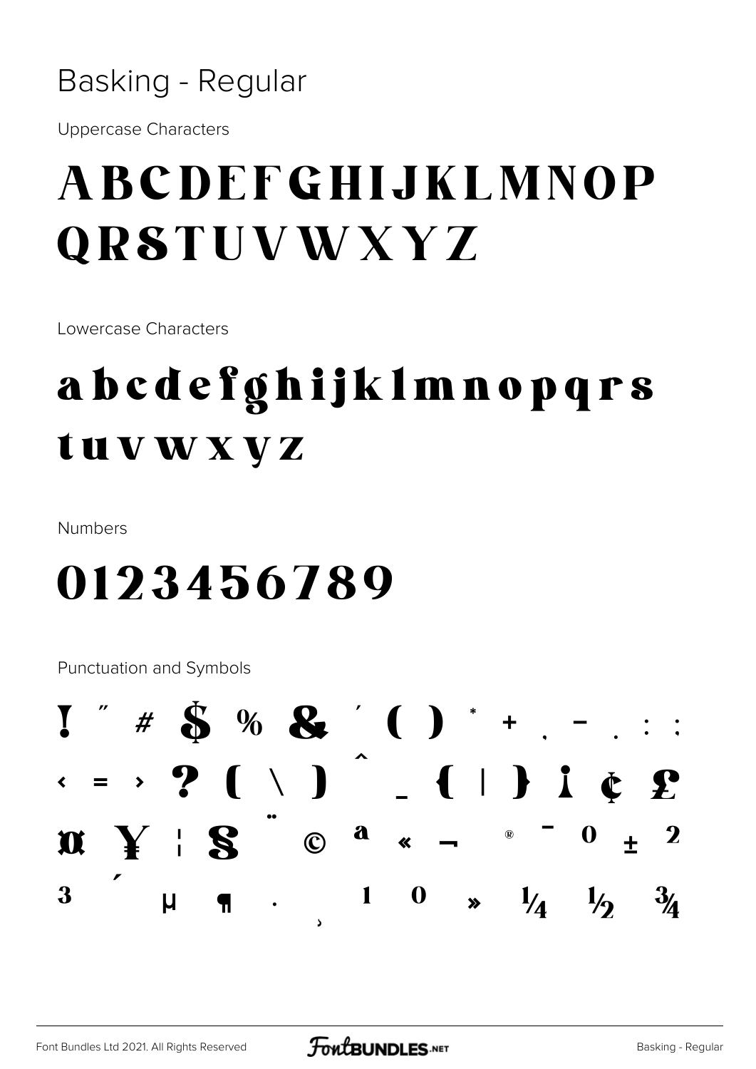# Basking - Regular

Uppercase Characters

ABCDEFGHIJKLMNOP
QRSTUVWXYZ

Lowercase Characters

abcdefghijklmnopqrs
tuvwxyz

Numbers

0123456789

Punctuation and Symbols

! " # $ % & ' ( ) * + , - . : ;
< = > ? [ \ ] ^ _ { | } ¡ ¢ £
¤ ¥ ¦ § ¨ © ª « ¬ ® ¯ ° ± ²
³ ´ µ ¶ · ¸ ¹ º » ¼ ½ ¾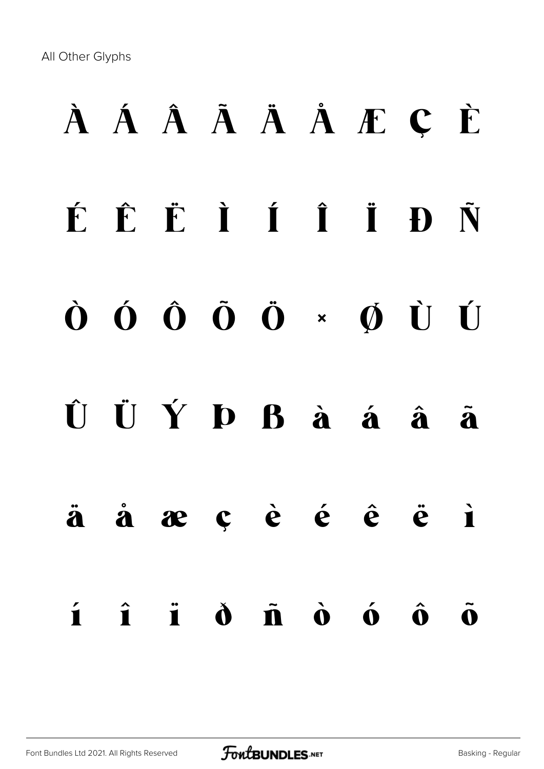All Other Glyphs

À Á Â Ã Ä Å Æ Ç È

É Ê Ë Ì Í Î Ï Ð Ñ

Ò Ó Ô Õ Ö × Ø Ù Ú

Û Ü Ý Þ ß à á â ã

ä å æ ç è é ê ë ì

í î ï ð ñ ò ó ô õ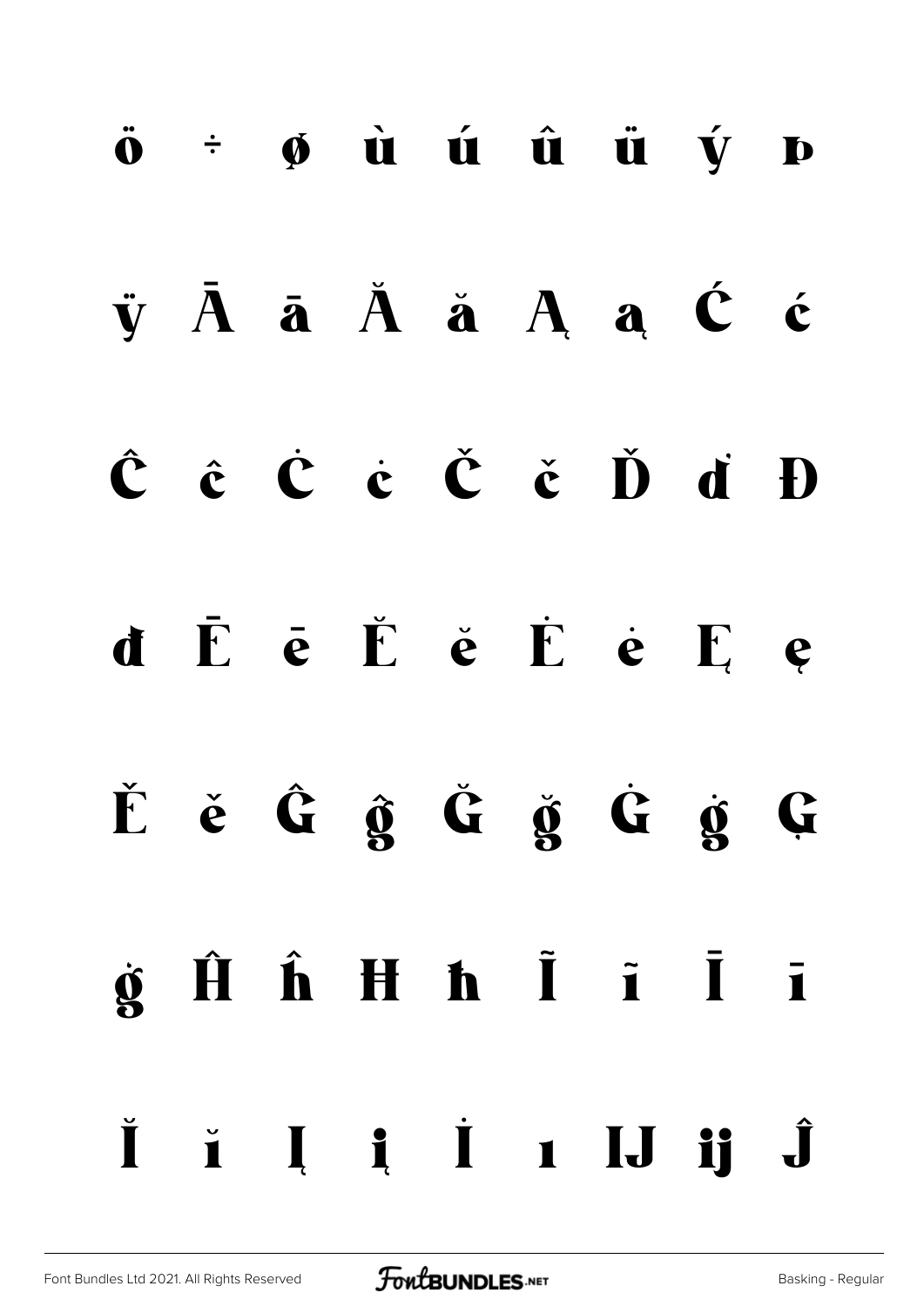ö ÷ ø ù ú û ü ý þ

ÿ Ā ā Ă ă Ą ą Ć ć

Ĉ ĉ Ċ ċ Č č Ď ď Đ

đ Ē ē Ĕ ĕ Ė ė Ę ę

Ě ě Ĝ ĝ Ğ ğ Ġ ġ Ģ

ģ Ĥ ĥ Ħ ħ Ĩ ĩ Ī ī

Ĭ ĭ Į į İ ı Ĳ ĳ Ĵ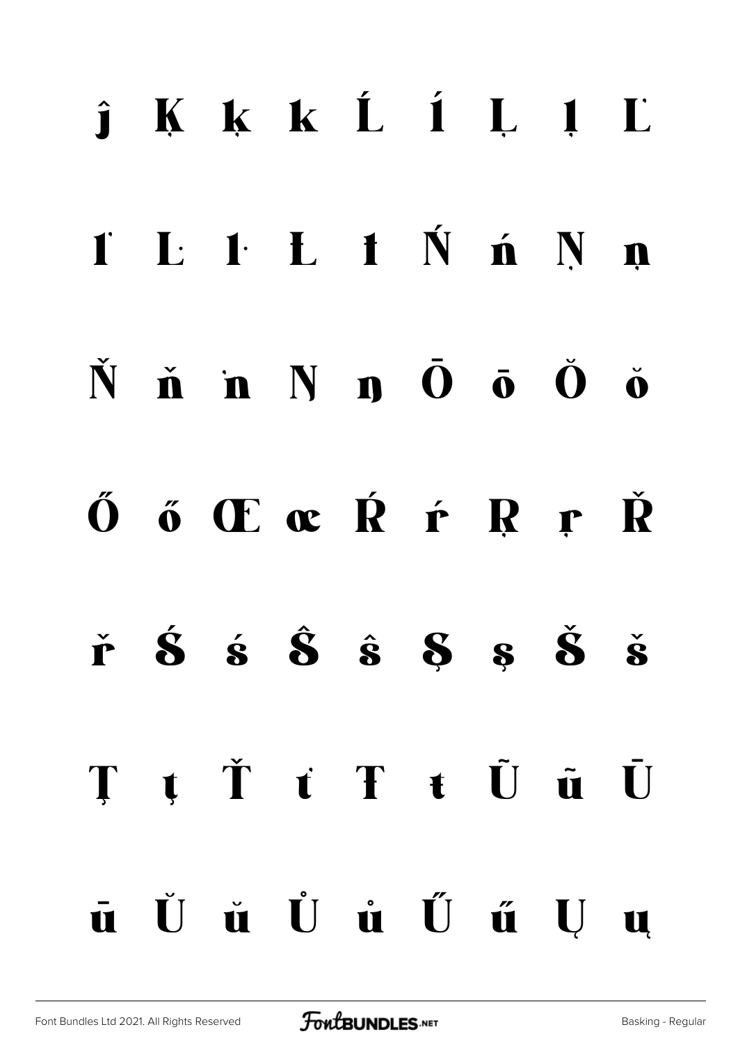ĵ Ķ ķ ĸ Ĺ ĺ Ļ ļ Ľ

ľ Ŀ ŀ Ł ł Ń ń Ņ ņ

Ň ň ŉ Ŋ ŋ Ō ō Ŏ ŏ

Ő ő Œ œ Ŕ ŕ Ŗ ŗ Ř

ř Ś ś Ŝ ŝ Ş ş Š š

Ţ ţ Ť ť Ŧ ŧ Ũ ũ Ū

ū Ŭ ŭ Ů ů Ű ű Ų ų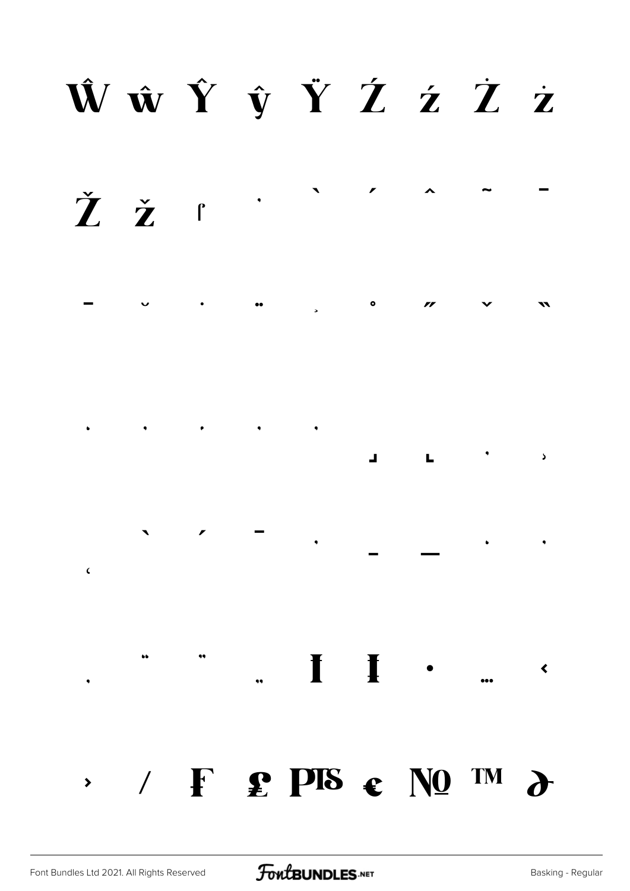Ŵ ŵ Ŷ ŷ Ÿ Ź ź Ż ż

Ž ž ʃ ˙ ˋ ˊ ˆ ˜ ˉ

ˉ ˘ ˙ ¨ ˛ ˚ ˝ ˇ ̏

̦ ̦ ̦ ̦ ̦ ˩ ˪ ʼ ˒

˓ ˋ ˊ ˉ ̦ – — ‘ ’

‚ “ ” „ † ‡ • … ‹

› ⁄ ₣ ₤ ₧ € № ™ ∂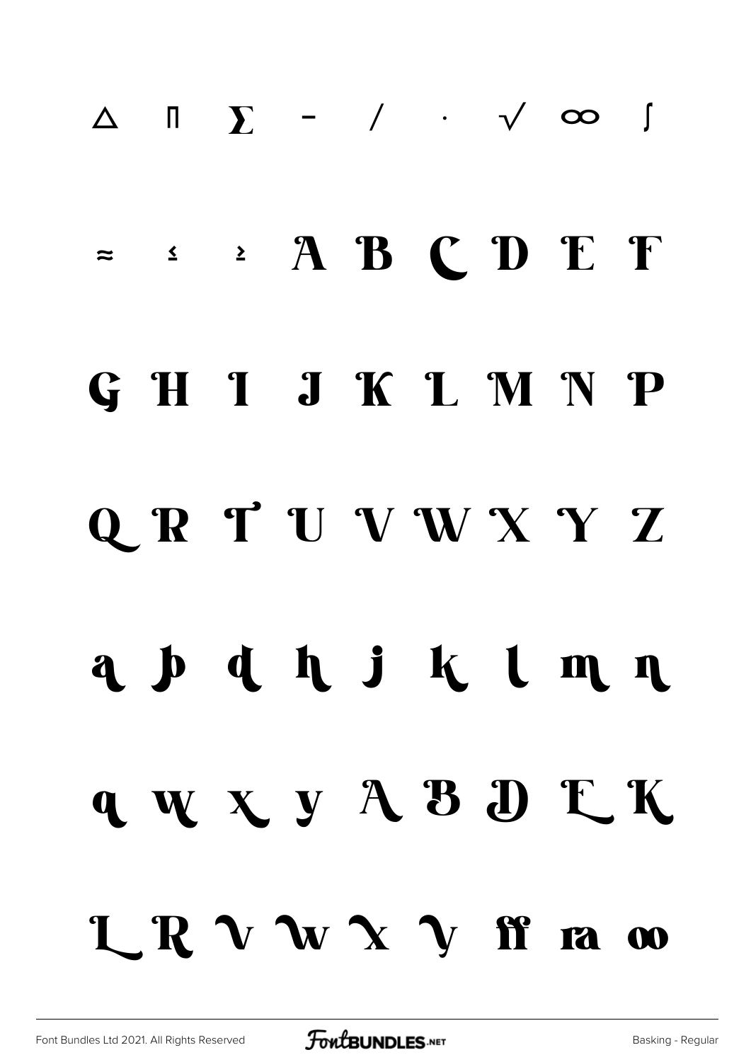∆ ∏ ∑ − ∕ ∙ √ ∞ ∫

≈ ≤ ≥ A B C D E F

G H I J K L M N P

Q R T U V W X Y Z

a b d h j k l m n

q w x y A B D E K

L R V W X Y ff ra oo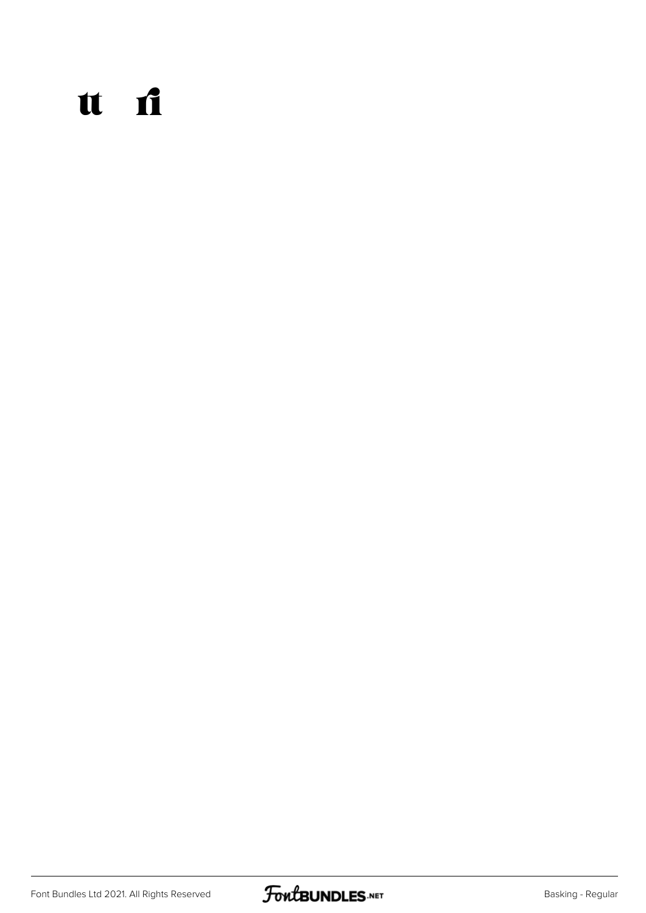tt ri